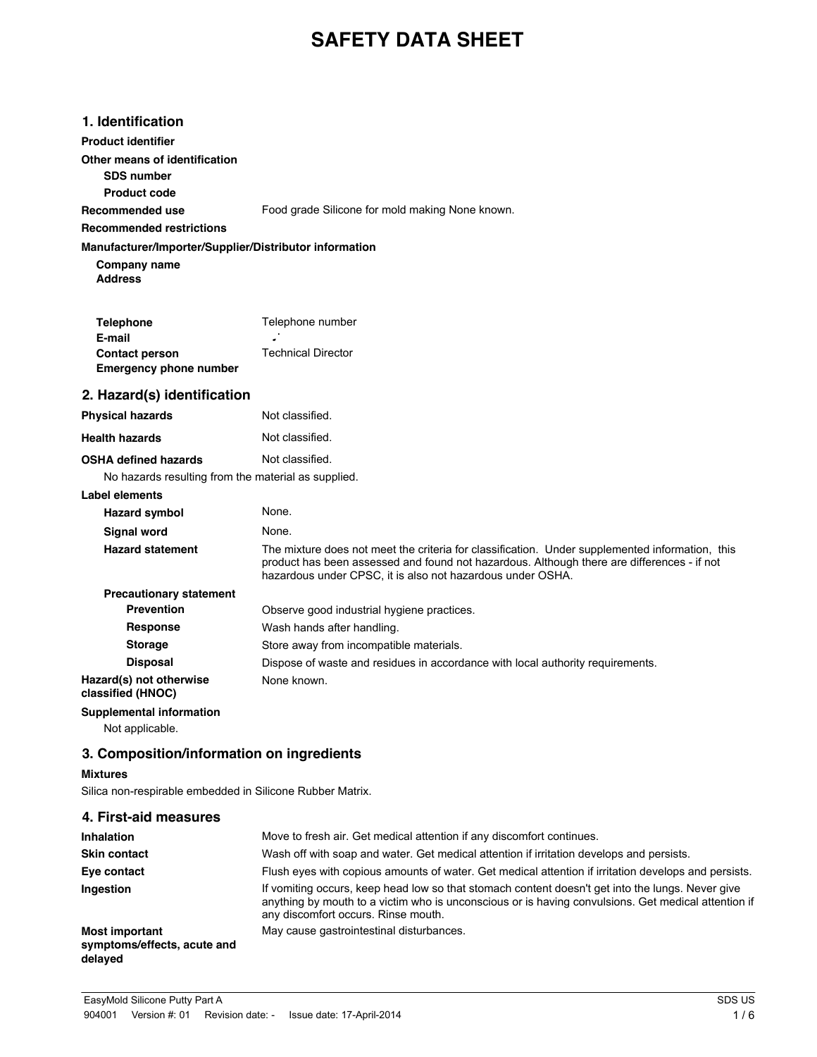# SAFETY DATA SHEET

## 1. Identification

**Product identifier**

**Other means of identification**

**SDS number**

**Product code**

**Recommended use** Food grade Silicone for mold making None known.

**Recommended restrictions**

**Manufacturer/Importer/Supplier/Distributor information**

**Company name**

**Address**

**Telephone** Telephone number

**E-mail**

**Contact person** Technical Director

**Emergency phone number**

## 2. Hazard(s) identification

**Physical hazards** Not classified.

**Health hazards** Not classified.

**OSHA defined hazards** Not classified.

No hazards resulting from the material as supplied.

**Label elements**

**Hazard symbol** None.

**Signal word** None.

**Hazard statement** The mixture does not meet the criteria for classification. Under supplemented information, this product has been assessed and found not hazardous. Although there are differences - if not hazardous under CPSC, it is also not hazardous under OSHA.

**Precautionary statement**

**Prevention** Observe good industrial hygiene practices.

**Response** Wash hands after handling.

**Storage** Store away from incompatible materials.

**Disposal** Dispose of waste and residues in accordance with local authority requirements.

**Hazard(s) not otherwise classified (HNOC)** None known.

**Supplemental information**

Not applicable.

## 3. Composition/information on ingredients

**Mixtures**

Silica non-respirable embedded in Silicone Rubber Matrix.

## 4. First-aid measures

**Inhalation** Move to fresh air. Get medical attention if any discomfort continues.

**Skin contact** Wash off with soap and water. Get medical attention if irritation develops and persists.

**Eye contact** Flush eyes with copious amounts of water. Get medical attention if irritation develops and persists.

**Ingestion** If vomiting occurs, keep head low so that stomach content doesn't get into the lungs. Never give anything by mouth to a victim who is unconscious or is having convulsions. Get medical attention if any discomfort occurs. Rinse mouth.

**Most important symptoms/effects, acute and delayed** May cause gastrointestinal disturbances.

EasyMold Silicone Putty Part A

904001 Version #: 01 Revision date: - Issue date: 17-April-2014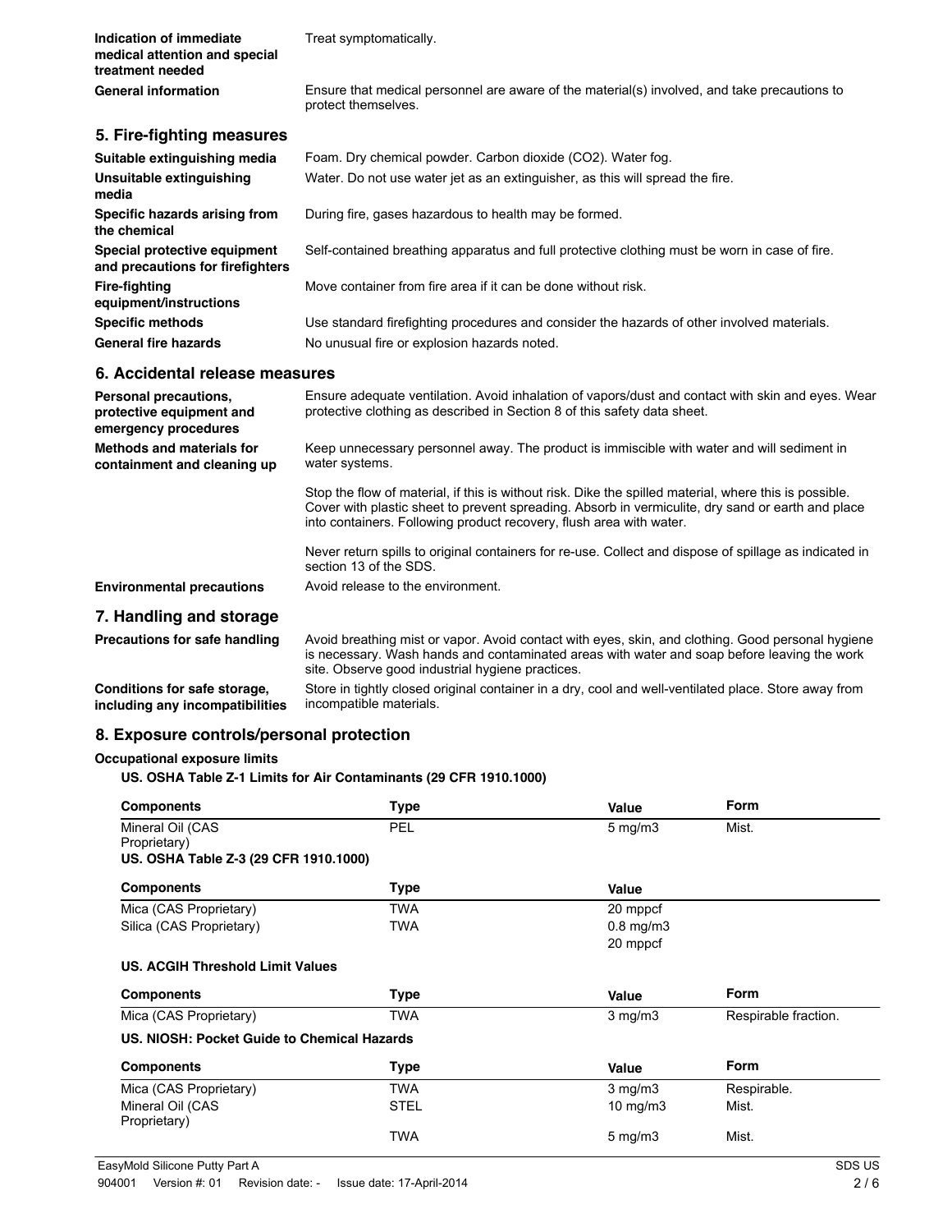| | |
|---|---|
| **Indication of immediate medical attention and special treatment needed** | Treat symptomatically. |
| **General information** | Ensure that medical personnel are aware of the material(s) involved, and take precautions to protect themselves. |

## 5. Fire-fighting measures

| | |
|---|---|
| **Suitable extinguishing media** | Foam. Dry chemical powder. Carbon dioxide ($CO_2$). Water fog. |
| **Unsuitable extinguishing media** | Water. Do not use water jet as an extinguisher, as this will spread the fire. |
| **Specific hazards arising from the chemical** | During fire, gases hazardous to health may be formed. |
| **Special protective equipment and precautions for firefighters** | Self-contained breathing apparatus and full protective clothing must be worn in case of fire. |
| **Fire-fighting equipment/instructions** | Move container from fire area if it can be done without risk. |
| **Specific methods** | Use standard firefighting procedures and consider the hazards of other involved materials. |
| **General fire hazards** | No unusual fire or explosion hazards noted. |

## 6. Accidental release measures

**Personal precautions, protective equipment and emergency procedures**
Ensure adequate ventilation. Avoid inhalation of vapors/dust and contact with skin and eyes. Wear protective clothing as described in Section 8 of this safety data sheet.

**Methods and materials for containment and cleaning up**
Keep unnecessary personnel away. The product is immiscible with water and will sediment in water systems.

Stop the flow of material, if this is without risk. Dike the spilled material, where this is possible. Cover with plastic sheet to prevent spreading. Absorb in vermiculite, dry sand or earth and place into containers. Following product recovery, flush area with water.

Never return spills to original containers for re-use. Collect and dispose of spillage as indicated in section 13 of the SDS.

**Environmental precautions**
Avoid release to the environment.

## 7. Handling and storage

**Precautions for safe handling**
Avoid breathing mist or vapor. Avoid contact with eyes, skin, and clothing. Good personal hygiene is necessary. Wash hands and contaminated areas with water and soap before leaving the work site. Observe good industrial hygiene practices.

**Conditions for safe storage, including any incompatibilities**
Store in tightly closed original container in a dry, cool and well-ventilated place. Store away from incompatible materials.

## 8. Exposure controls/personal protection

**Occupational exposure limits**

**US. OSHA Table Z-1 Limits for Air Contaminants (29 CFR 1910.1000)**

| Components | Type | Value | Form |
|---|---|---|---|
| Mineral Oil (CAS Proprietary) | PEL | 5 mg/m3 | Mist. |

**US. OSHA Table Z-3 (29 CFR 1910.1000)**

| Components | Type | Value |
|---|---|---|
| Mica (CAS Proprietary) | TWA | 20 mppcf |
| Silica (CAS Proprietary) | TWA | 0.8 mg/m3 |
| | | 20 mppcf |

**US. ACGIH Threshold Limit Values**

| Components | Type | Value | Form |
|---|---|---|---|
| Mica (CAS Proprietary) | TWA | 3 mg/m3 | Respirable fraction. |

**US. NIOSH: Pocket Guide to Chemical Hazards**

| Components | Type | Value | Form |
|---|---|---|---|
| Mica (CAS Proprietary) | TWA | 3 mg/m3 | Respirable. |
| Mineral Oil (CAS Proprietary) | STEL | 10 mg/m3 | Mist. |
| | TWA | 5 mg/m3 | Mist. |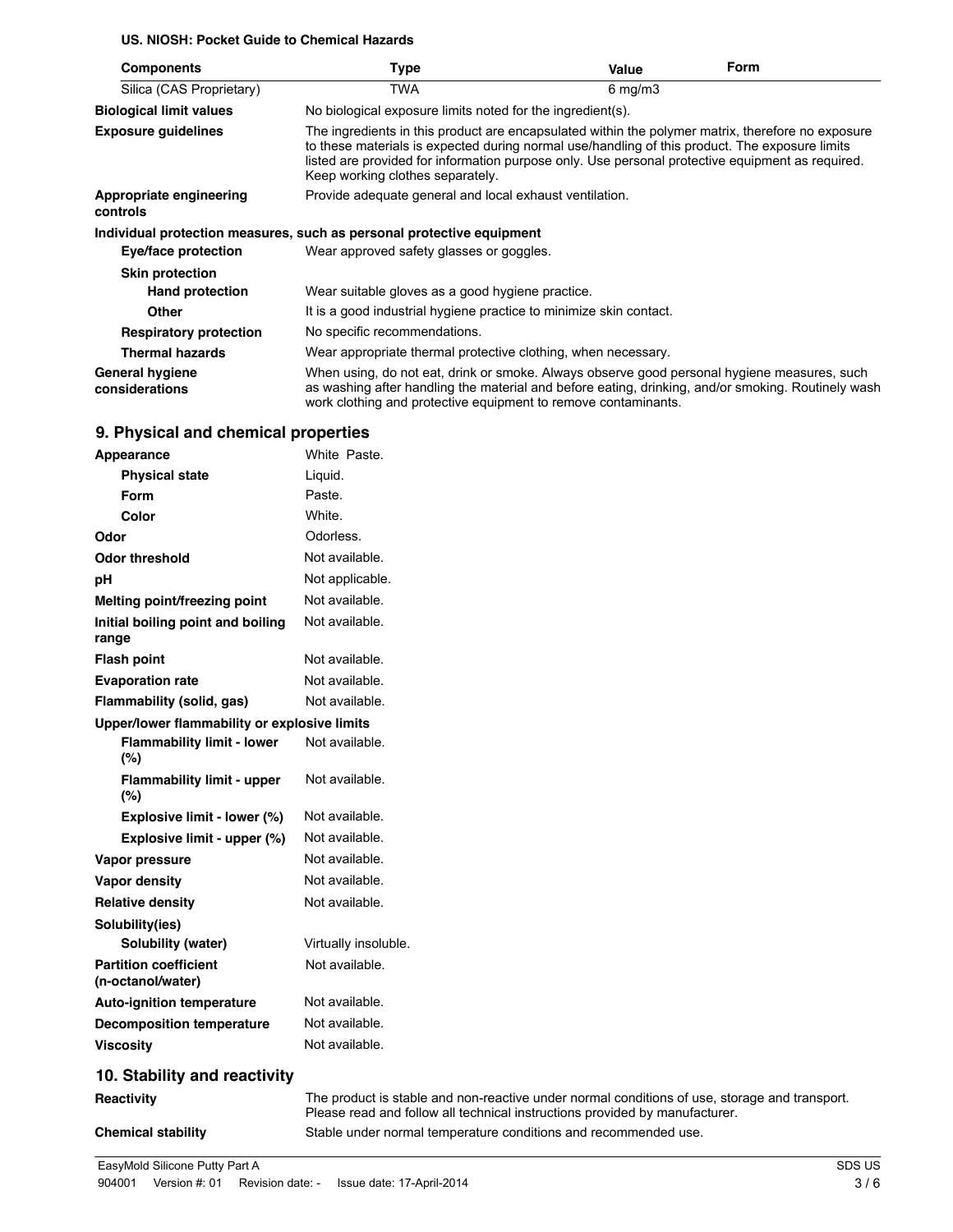**US. NIOSH: Pocket Guide to Chemical Hazards**

| Components | Type | Value | Form |
|---|---|---|---|
| Silica (CAS Proprietary) | TWA | 6 mg/m3 | |

| | |
|---|---|
| **Biological limit values** | No biological exposure limits noted for the ingredient(s). |
| **Exposure guidelines** | The ingredients in this product are encapsulated within the polymer matrix, therefore no exposure to these materials is expected during normal use/handling of this product. The exposure limits listed are provided for information purpose only. Use personal protective equipment as required. Keep working clothes separately. |
| **Appropriate engineering controls** | Provide adequate general and local exhaust ventilation. |

**Individual protection measures, such as personal protective equipment**

| | |
|---|---|
| **Eye/face protection** | Wear approved safety glasses or goggles. |
| **Skin protection** | |
| **Hand protection** | Wear suitable gloves as a good hygiene practice. |
| **Other** | It is a good industrial hygiene practice to minimize skin contact. |
| **Respiratory protection** | No specific recommendations. |
| **Thermal hazards** | Wear appropriate thermal protective clothing, when necessary. |
| **General hygiene considerations** | When using, do not eat, drink or smoke. Always observe good personal hygiene measures, such as washing after handling the material and before eating, drinking, and/or smoking. Routinely wash work clothing and protective equipment to remove contaminants. |

## 9. Physical and chemical properties

| | |
|---|---|
| **Appearance** | White Paste. |
| **Physical state** | Liquid. |
| **Form** | Paste. |
| **Color** | White. |
| **Odor** | Odorless. |
| **Odor threshold** | Not available. |
| **pH** | Not applicable. |
| **Melting point/freezing point** | Not available. |
| **Initial boiling point and boiling range** | Not available. |
| **Flash point** | Not available. |
| **Evaporation rate** | Not available. |
| **Flammability (solid, gas)** | Not available. |
| **Upper/lower flammability or explosive limits** | |
| **Flammability limit - lower (%)** | Not available. |
| **Flammability limit - upper (%)** | Not available. |
| **Explosive limit - lower (%)** | Not available. |
| **Explosive limit - upper (%)** | Not available. |
| **Vapor pressure** | Not available. |
| **Vapor density** | Not available. |
| **Relative density** | Not available. |
| **Solubility(ies)** | |
| **Solubility (water)** | Virtually insoluble. |
| **Partition coefficient (n-octanol/water)** | Not available. |
| **Auto-ignition temperature** | Not available. |
| **Decomposition temperature** | Not available. |
| **Viscosity** | Not available. |

## 10. Stability and reactivity

| | |
|---|---|
| **Reactivity** | The product is stable and non-reactive under normal conditions of use, storage and transport. Please read and follow all technical instructions provided by manufacturer. |
| **Chemical stability** | Stable under normal temperature conditions and recommended use. |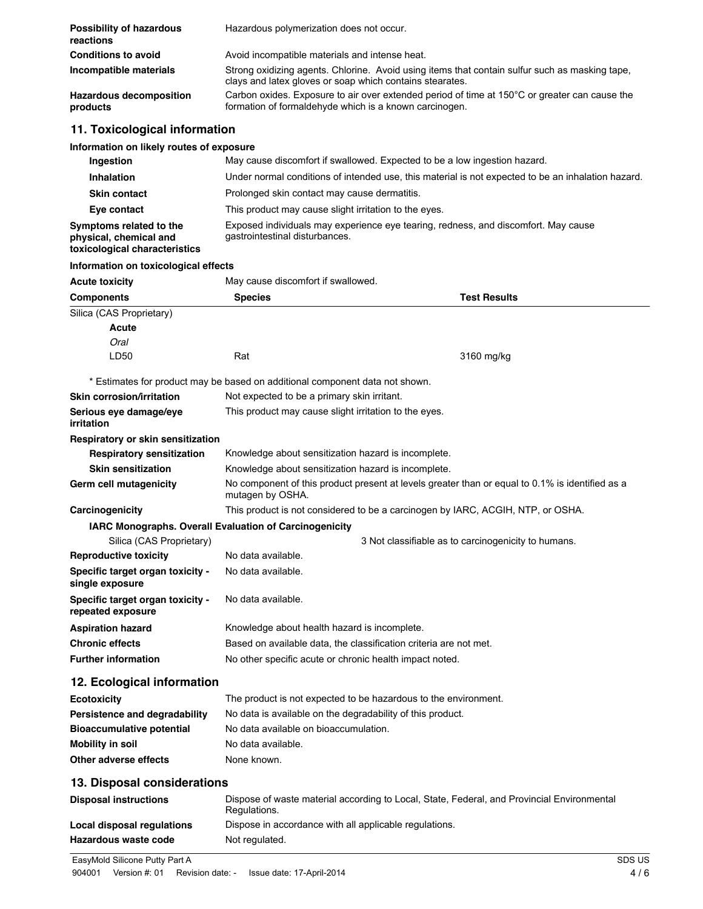| | |
|---|---|
| **Possibility of hazardous reactions** | Hazardous polymerization does not occur. |
| **Conditions to avoid** | Avoid incompatible materials and intense heat. |
| **Incompatible materials** | Strong oxidizing agents. Chlorine. Avoid using items that contain sulfur such as masking tape, clays and latex gloves or soap which contains stearates. |
| **Hazardous decomposition products** | Carbon oxides. Exposure to air over extended period of time at 150°C or greater can cause the formation of formaldehyde which is a known carcinogen. |

## 11. Toxicological information

**Information on likely routes of exposure**

| | |
|---|---|
| **Ingestion** | May cause discomfort if swallowed. Expected to be a low ingestion hazard. |
| **Inhalation** | Under normal conditions of intended use, this material is not expected to be an inhalation hazard. |
| **Skin contact** | Prolonged skin contact may cause dermatitis. |
| **Eye contact** | This product may cause slight irritation to the eyes. |
| **Symptoms related to the physical, chemical and toxicological characteristics** | Exposed individuals may experience eye tearing, redness, and discomfort. May cause gastrointestinal disturbances. |

**Information on toxicological effects**

**Acute toxicity** May cause discomfort if swallowed.

| Components | Species | Test Results |
|---|---|---|
| Silica (CAS Proprietary) | | |
| **Acute** | | |
| *Oral* | | |
| LD50 | Rat | 3160 mg/kg |

\* Estimates for product may be based on additional component data not shown.

| | |
|---|---|
| **Skin corrosion/irritation** | Not expected to be a primary skin irritant. |
| **Serious eye damage/eye irritation** | This product may cause slight irritation to the eyes. |
| **Respiratory or skin sensitization** | |
| **Respiratory sensitization** | Knowledge about sensitization hazard is incomplete. |
| **Skin sensitization** | Knowledge about sensitization hazard is incomplete. |
| **Germ cell mutagenicity** | No component of this product present at levels greater than or equal to 0.1% is identified as a mutagen by OSHA. |
| **Carcinogenicity** | This product is not considered to be a carcinogen by IARC, ACGIH, NTP, or OSHA. |

**IARC Monographs. Overall Evaluation of Carcinogenicity**

| | |
|---|---|
| Silica (CAS Proprietary) | 3 Not classifiable as to carcinogenicity to humans. |

| | |
|---|---|
| **Reproductive toxicity** | No data available. |
| **Specific target organ toxicity - single exposure** | No data available. |
| **Specific target organ toxicity - repeated exposure** | No data available. |
| **Aspiration hazard** | Knowledge about health hazard is incomplete. |
| **Chronic effects** | Based on available data, the classification criteria are not met. |
| **Further information** | No other specific acute or chronic health impact noted. |

## 12. Ecological information

| | |
|---|---|
| **Ecotoxicity** | The product is not expected to be hazardous to the environment. |
| **Persistence and degradability** | No data is available on the degradability of this product. |
| **Bioaccumulative potential** | No data available on bioaccumulation. |
| **Mobility in soil** | No data available. |
| **Other adverse effects** | None known. |

## 13. Disposal considerations

| | |
|---|---|
| **Disposal instructions** | Dispose of waste material according to Local, State, Federal, and Provincial Environmental Regulations. |
| **Local disposal regulations** | Dispose in accordance with all applicable regulations. |
| **Hazardous waste code** | Not regulated. |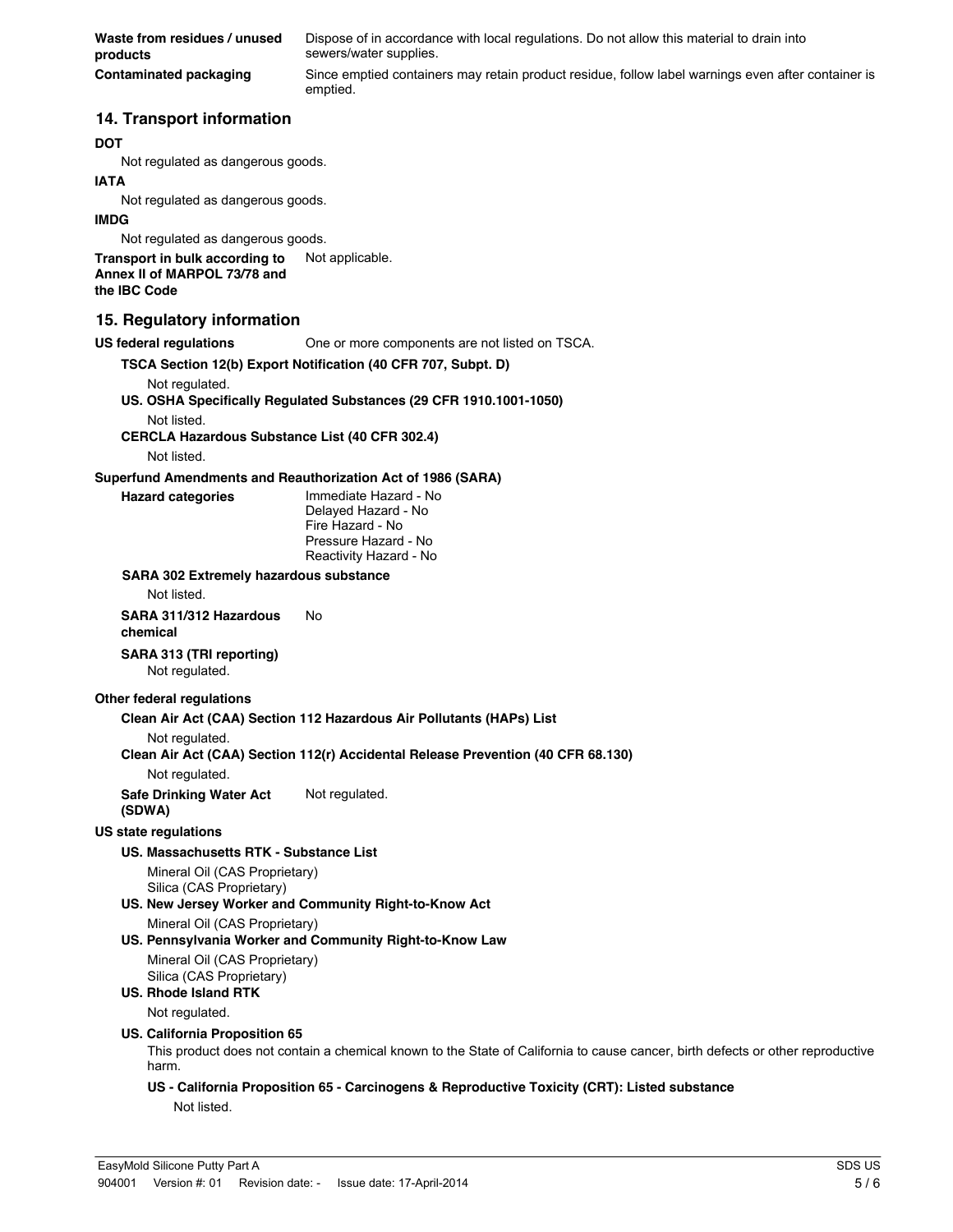**Waste from residues / unused products** Dispose of in accordance with local regulations. Do not allow this material to drain into sewers/water supplies.

**Contaminated packaging** Since emptied containers may retain product residue, follow label warnings even after container is emptied.

## 14. Transport information

**DOT**

Not regulated as dangerous goods.

**IATA**

Not regulated as dangerous goods.

**IMDG**

Not regulated as dangerous goods.

**Transport in bulk according to Annex II of MARPOL 73/78 and the IBC Code** Not applicable.

## 15. Regulatory information

**US federal regulations** One or more components are not listed on TSCA.

**TSCA Section 12(b) Export Notification (40 CFR 707, Subpt. D)**

Not regulated.

**US. OSHA Specifically Regulated Substances (29 CFR 1910.1001-1050)**

Not listed.

**CERCLA Hazardous Substance List (40 CFR 302.4)**

Not listed.

**Superfund Amendments and Reauthorization Act of 1986 (SARA)**

**Hazard categories**

Immediate Hazard - No
Delayed Hazard - No
Fire Hazard - No
Pressure Hazard - No
Reactivity Hazard - No

**SARA 302 Extremely hazardous substance**

Not listed.

**SARA 311/312 Hazardous chemical** No

**SARA 313 (TRI reporting)**

Not regulated.

**Other federal regulations**

**Clean Air Act (CAA) Section 112 Hazardous Air Pollutants (HAPs) List**

Not regulated.

**Clean Air Act (CAA) Section 112(r) Accidental Release Prevention (40 CFR 68.130)**

Not regulated.

**Safe Drinking Water Act (SDWA)** Not regulated.

**US state regulations**

**US. Massachusetts RTK - Substance List**

Mineral Oil (CAS Proprietary)
Silica (CAS Proprietary)

**US. New Jersey Worker and Community Right-to-Know Act**

Mineral Oil (CAS Proprietary)

**US. Pennsylvania Worker and Community Right-to-Know Law**

Mineral Oil (CAS Proprietary)
Silica (CAS Proprietary)

**US. Rhode Island RTK**

Not regulated.

**US. California Proposition 65**

This product does not contain a chemical known to the State of California to cause cancer, birth defects or other reproductive harm.

**US - California Proposition 65 - Carcinogens & Reproductive Toxicity (CRT): Listed substance**

Not listed.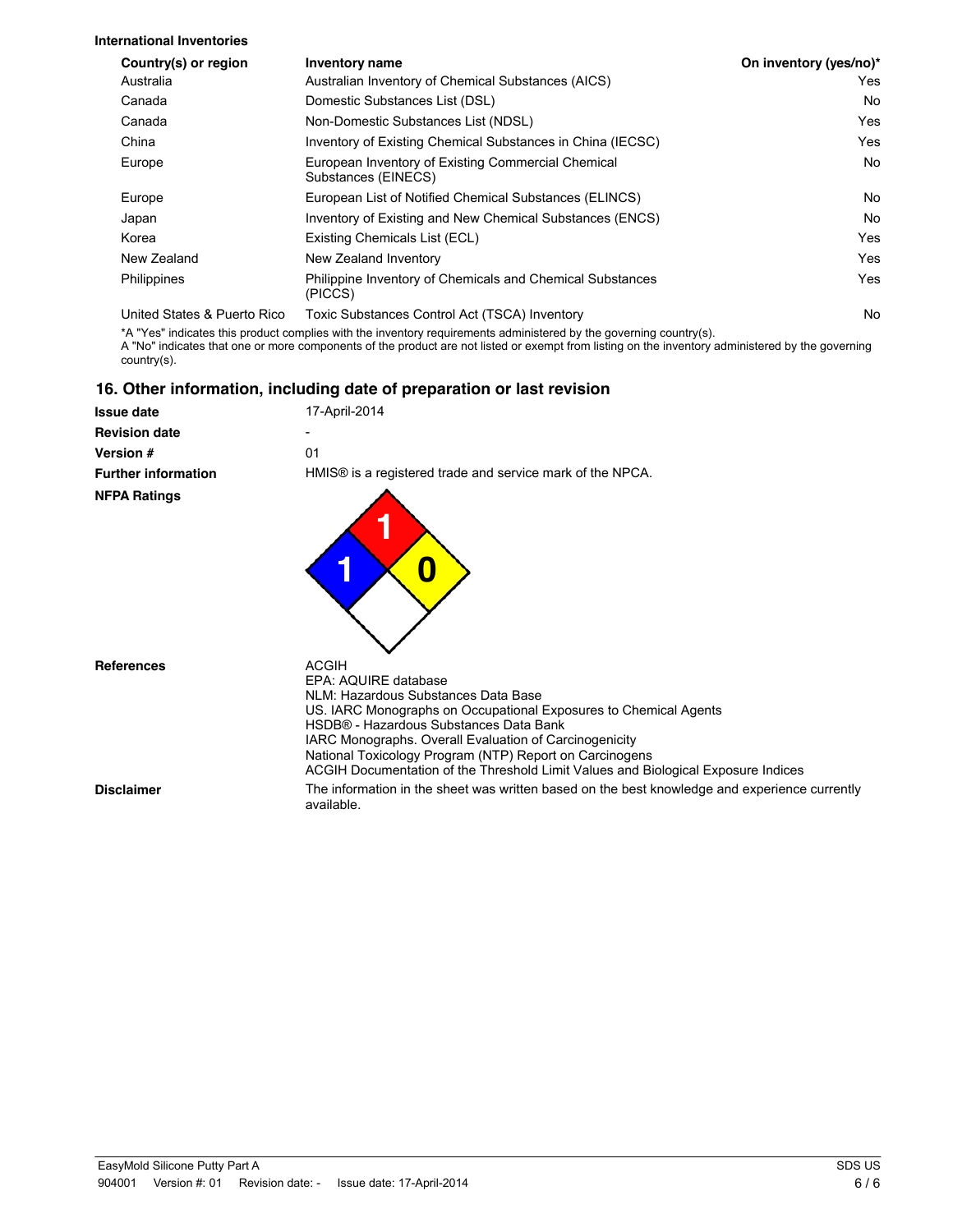**International Inventories**

| Country(s) or region | Inventory name | On inventory (yes/no)* |
|---|---|---|
| Australia | Australian Inventory of Chemical Substances (AICS) | Yes |
| Canada | Domestic Substances List (DSL) | No |
| Canada | Non-Domestic Substances List (NDSL) | Yes |
| China | Inventory of Existing Chemical Substances in China (IECSC) | Yes |
| Europe | European Inventory of Existing Commercial Chemical Substances (EINECS) | No |
| Europe | European List of Notified Chemical Substances (ELINCS) | No |
| Japan | Inventory of Existing and New Chemical Substances (ENCS) | No |
| Korea | Existing Chemicals List (ECL) | Yes |
| New Zealand | New Zealand Inventory | Yes |
| Philippines | Philippine Inventory of Chemicals and Chemical Substances (PICCS) | Yes |
| United States & Puerto Rico | Toxic Substances Control Act (TSCA) Inventory | No |

*A "Yes" indicates this product complies with the inventory requirements administered by the governing country(s).
A "No" indicates that one or more components of the product are not listed or exempt from listing on the inventory administered by the governing country(s).

## 16. Other information, including date of preparation or last revision

**Issue date** 17-April-2014

**Revision date** -

**Version #** 01

**Further information** HMIS® is a registered trade and service mark of the NPCA.

**NFPA Ratings**

1
1 0

**References**
ACGIH
EPA: AQUIRE database
NLM: Hazardous Substances Data Base
US. IARC Monographs on Occupational Exposures to Chemical Agents
HSDB® - Hazardous Substances Data Bank
IARC Monographs. Overall Evaluation of Carcinogenicity
National Toxicology Program (NTP) Report on Carcinogens
ACGIH Documentation of the Threshold Limit Values and Biological Exposure Indices

**Disclaimer** The information in the sheet was written based on the best knowledge and experience currently available.